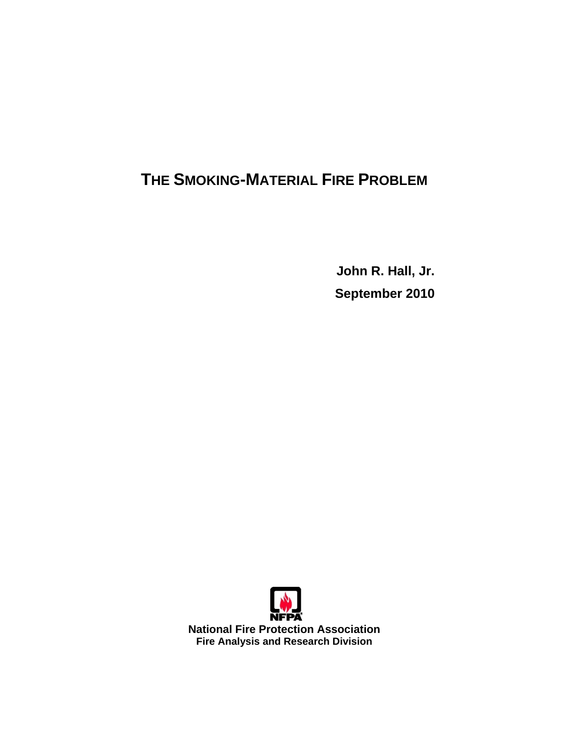# THE SMOKING-MATERIAL FIRE PROBLEM

**John R. Hall, Jr.**

**September 2010**

**National Fire Protection Association**

**Fire Analysis and Research Division**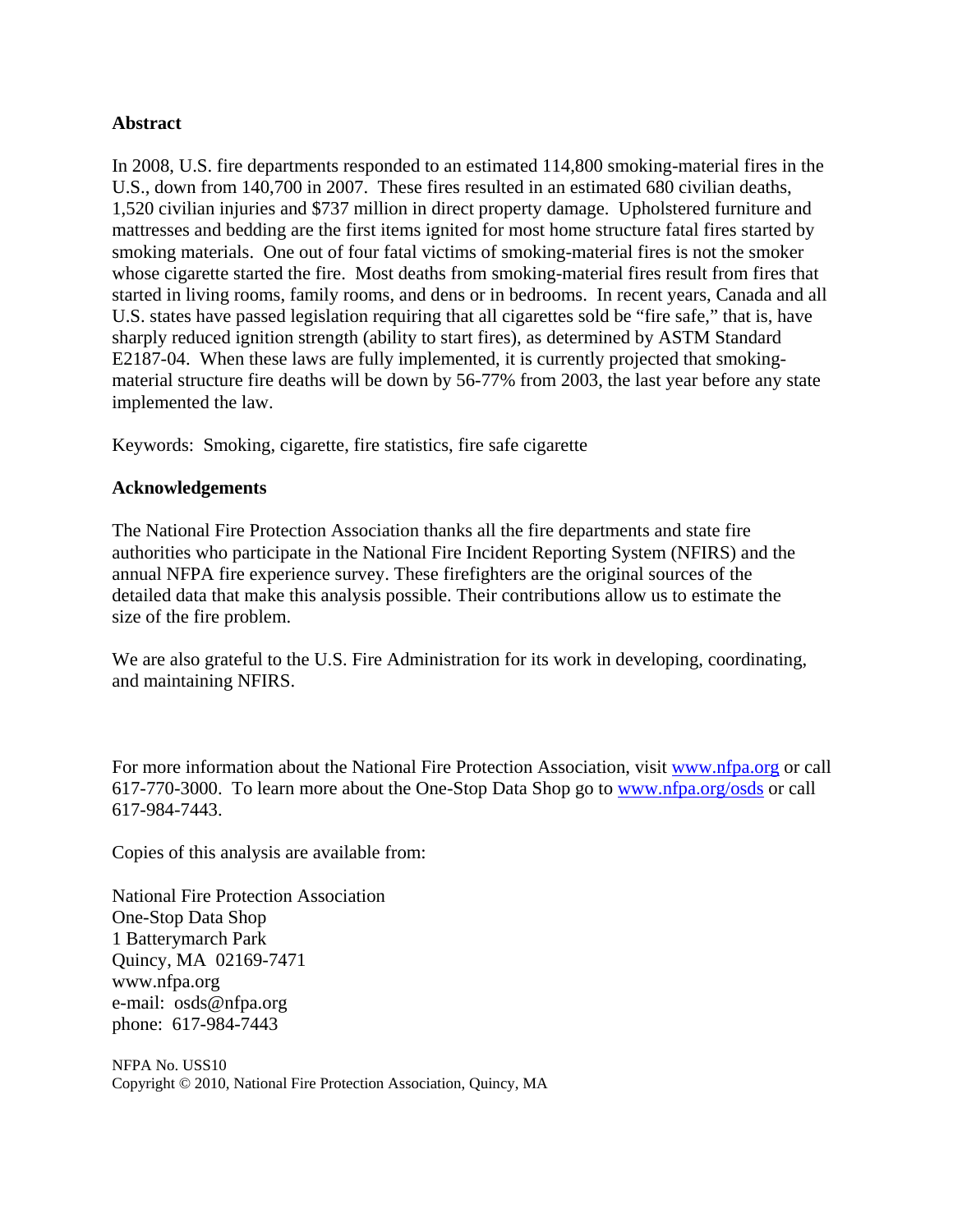## Abstract

In 2008, U.S. fire departments responded to an estimated 114,800 smoking-material fires in the U.S., down from 140,700 in 2007. These fires resulted in an estimated 680 civilian deaths, 1,520 civilian injuries and $737 million in direct property damage. Upholstered furniture and mattresses and bedding are the first items ignited for most home structure fatal fires started by smoking materials. One out of four fatal victims of smoking-material fires is not the smoker whose cigarette started the fire. Most deaths from smoking-material fires result from fires that started in living rooms, family rooms, and dens or in bedrooms. In recent years, Canada and all U.S. states have passed legislation requiring that all cigarettes sold be "fire safe," that is, have sharply reduced ignition strength (ability to start fires), as determined by ASTM Standard E2187-04. When these laws are fully implemented, it is currently projected that smoking-material structure fire deaths will be down by 56-77% from 2003, the last year before any state implemented the law.

Keywords: Smoking, cigarette, fire statistics, fire safe cigarette

## Acknowledgements

The National Fire Protection Association thanks all the fire departments and state fire authorities who participate in the National Fire Incident Reporting System (NFIRS) and the annual NFPA fire experience survey. These firefighters are the original sources of the detailed data that make this analysis possible. Their contributions allow us to estimate the size of the fire problem.

We are also grateful to the U.S. Fire Administration for its work in developing, coordinating, and maintaining NFIRS.

For more information about the National Fire Protection Association, visit www.nfpa.org or call 617-770-3000. To learn more about the One-Stop Data Shop go to www.nfpa.org/osds or call 617-984-7443.

Copies of this analysis are available from:

National Fire Protection Association
One-Stop Data Shop
1 Batterymarch Park
Quincy, MA 02169-7471
www.nfpa.org
e-mail: osds@nfpa.org
phone: 617-984-7443

NFPA No. USS10
Copyright © 2010, National Fire Protection Association, Quincy, MA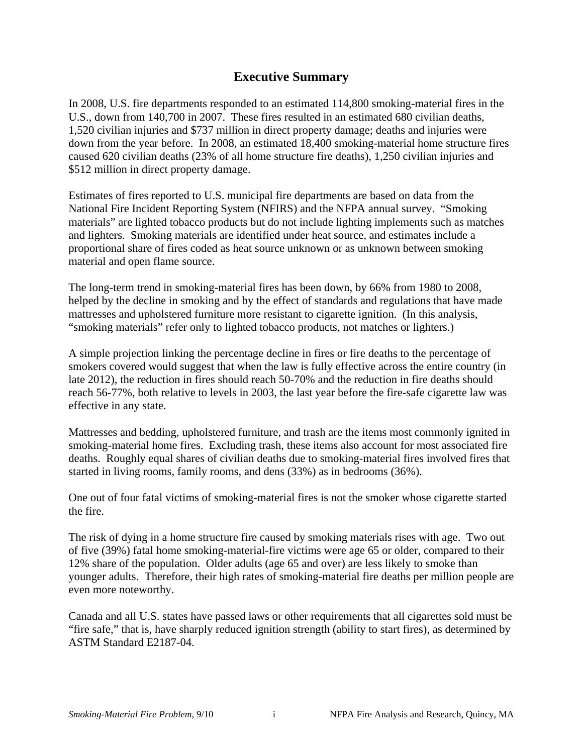## Executive Summary

In 2008, U.S. fire departments responded to an estimated 114,800 smoking-material fires in the U.S., down from 140,700 in 2007. These fires resulted in an estimated 680 civilian deaths, 1,520 civilian injuries and $737 million in direct property damage; deaths and injuries were down from the year before. In 2008, an estimated 18,400 smoking-material home structure fires caused 620 civilian deaths (23% of all home structure fire deaths), 1,250 civilian injuries and $512 million in direct property damage.

Estimates of fires reported to U.S. municipal fire departments are based on data from the National Fire Incident Reporting System (NFIRS) and the NFPA annual survey. "Smoking materials" are lighted tobacco products but do not include lighting implements such as matches and lighters. Smoking materials are identified under heat source, and estimates include a proportional share of fires coded as heat source unknown or as unknown between smoking material and open flame source.

The long-term trend in smoking-material fires has been down, by 66% from 1980 to 2008, helped by the decline in smoking and by the effect of standards and regulations that have made mattresses and upholstered furniture more resistant to cigarette ignition. (In this analysis, "smoking materials" refer only to lighted tobacco products, not matches or lighters.)

A simple projection linking the percentage decline in fires or fire deaths to the percentage of smokers covered would suggest that when the law is fully effective across the entire country (in late 2012), the reduction in fires should reach 50-70% and the reduction in fire deaths should reach 56-77%, both relative to levels in 2003, the last year before the fire-safe cigarette law was effective in any state.

Mattresses and bedding, upholstered furniture, and trash are the items most commonly ignited in smoking-material home fires. Excluding trash, these items also account for most associated fire deaths. Roughly equal shares of civilian deaths due to smoking-material fires involved fires that started in living rooms, family rooms, and dens (33%) as in bedrooms (36%).

One out of four fatal victims of smoking-material fires is not the smoker whose cigarette started the fire.

The risk of dying in a home structure fire caused by smoking materials rises with age. Two out of five (39%) fatal home smoking-material-fire victims were age 65 or older, compared to their 12% share of the population. Older adults (age 65 and over) are less likely to smoke than younger adults. Therefore, their high rates of smoking-material fire deaths per million people are even more noteworthy.

Canada and all U.S. states have passed laws or other requirements that all cigarettes sold must be "fire safe," that is, have sharply reduced ignition strength (ability to start fires), as determined by ASTM Standard E2187-04.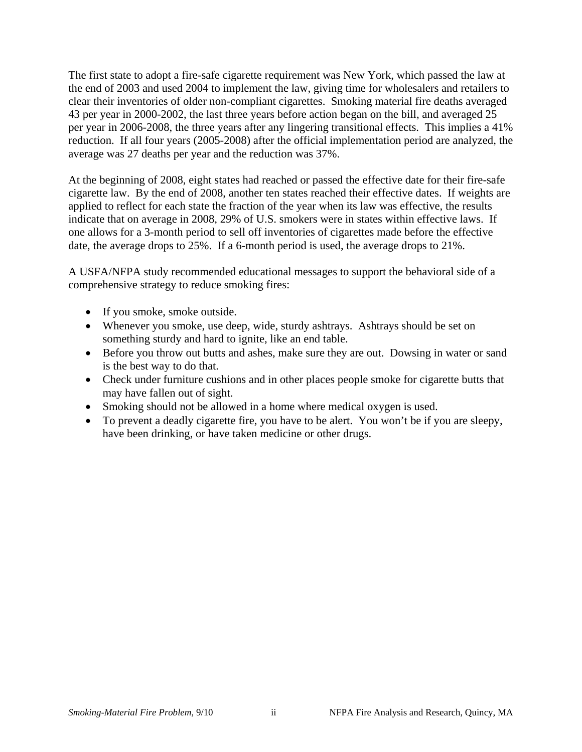The first state to adopt a fire-safe cigarette requirement was New York, which passed the law at the end of 2003 and used 2004 to implement the law, giving time for wholesalers and retailers to clear their inventories of older non-compliant cigarettes. Smoking material fire deaths averaged 43 per year in 2000-2002, the last three years before action began on the bill, and averaged 25 per year in 2006-2008, the three years after any lingering transitional effects. This implies a 41% reduction. If all four years (2005-2008) after the official implementation period are analyzed, the average was 27 deaths per year and the reduction was 37%.

At the beginning of 2008, eight states had reached or passed the effective date for their fire-safe cigarette law. By the end of 2008, another ten states reached their effective dates. If weights are applied to reflect for each state the fraction of the year when its law was effective, the results indicate that on average in 2008, 29% of U.S. smokers were in states within effective laws. If one allows for a 3-month period to sell off inventories of cigarettes made before the effective date, the average drops to 25%. If a 6-month period is used, the average drops to 21%.

A USFA/NFPA study recommended educational messages to support the behavioral side of a comprehensive strategy to reduce smoking fires:

- If you smoke, smoke outside.
- Whenever you smoke, use deep, wide, sturdy ashtrays. Ashtrays should be set on something sturdy and hard to ignite, like an end table.
- Before you throw out butts and ashes, make sure they are out. Dowsing in water or sand is the best way to do that.
- Check under furniture cushions and in other places people smoke for cigarette butts that may have fallen out of sight.
- Smoking should not be allowed in a home where medical oxygen is used.
- To prevent a deadly cigarette fire, you have to be alert. You won't be if you are sleepy, have been drinking, or have taken medicine or other drugs.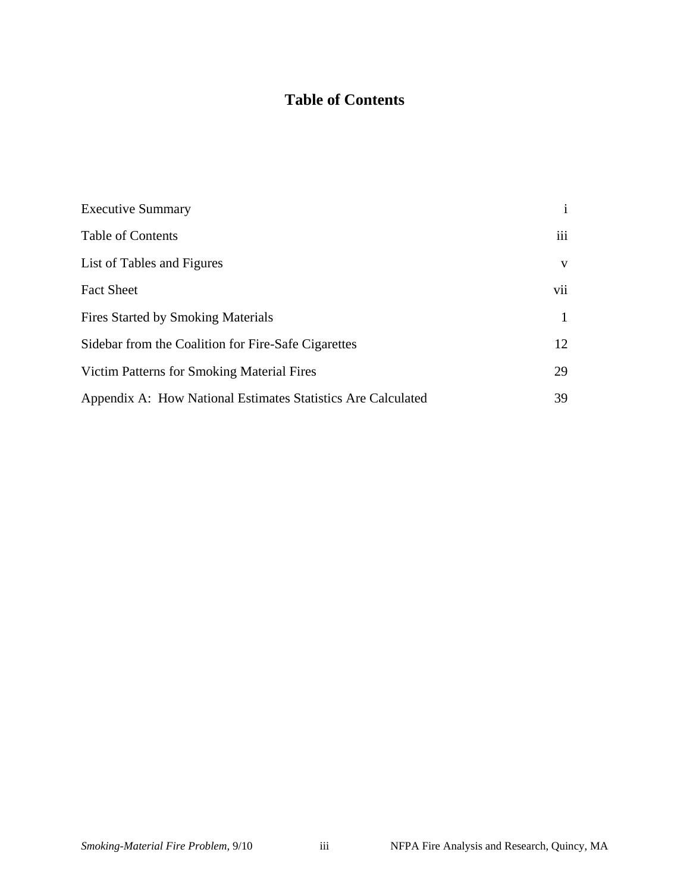# Table of Contents

| | |
|---|---|
| Executive Summary | i |
| Table of Contents | iii |
| List of Tables and Figures | v |
| Fact Sheet | vii |
| Fires Started by Smoking Materials | 1 |
| Sidebar from the Coalition for Fire-Safe Cigarettes | 12 |
| Victim Patterns for Smoking Material Fires | 29 |
| Appendix A: How National Estimates Statistics Are Calculated | 39 |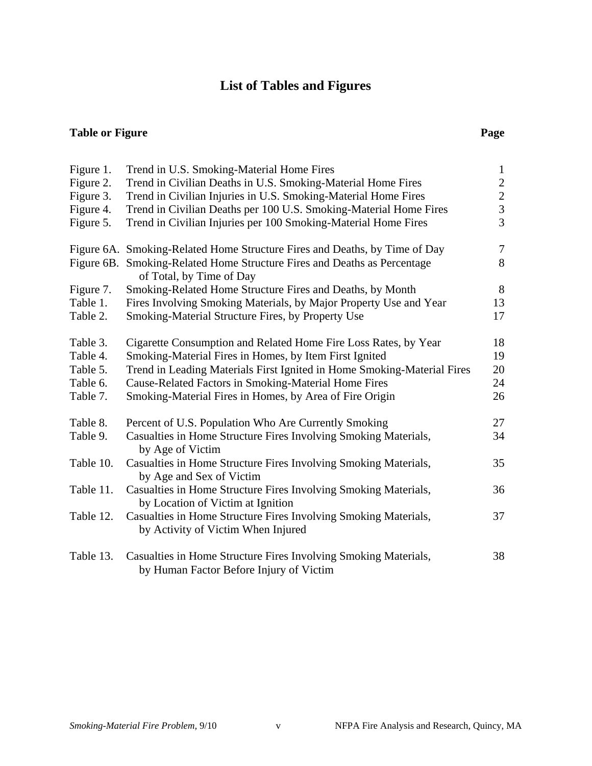# List of Tables and Figures

| Table or Figure | | Page |
|---|---|---|
| Figure 1. | Trend in U.S. Smoking-Material Home Fires | 1 |
| Figure 2. | Trend in Civilian Deaths in U.S. Smoking-Material Home Fires | 2 |
| Figure 3. | Trend in Civilian Injuries in U.S. Smoking-Material Home Fires | 2 |
| Figure 4. | Trend in Civilian Deaths per 100 U.S. Smoking-Material Home Fires | 3 |
| Figure 5. | Trend in Civilian Injuries per 100 Smoking-Material Home Fires | 3 |
| Figure 6A. | Smoking-Related Home Structure Fires and Deaths, by Time of Day | 7 |
| Figure 6B. | Smoking-Related Home Structure Fires and Deaths as Percentage of Total, by Time of Day | 8 |
| Figure 7. | Smoking-Related Home Structure Fires and Deaths, by Month | 8 |
| Table 1. | Fires Involving Smoking Materials, by Major Property Use and Year | 13 |
| Table 2. | Smoking-Material Structure Fires, by Property Use | 17 |
| Table 3. | Cigarette Consumption and Related Home Fire Loss Rates, by Year | 18 |
| Table 4. | Smoking-Material Fires in Homes, by Item First Ignited | 19 |
| Table 5. | Trend in Leading Materials First Ignited in Home Smoking-Material Fires | 20 |
| Table 6. | Cause-Related Factors in Smoking-Material Home Fires | 24 |
| Table 7. | Smoking-Material Fires in Homes, by Area of Fire Origin | 26 |
| Table 8. | Percent of U.S. Population Who Are Currently Smoking | 27 |
| Table 9. | Casualties in Home Structure Fires Involving Smoking Materials, by Age of Victim | 34 |
| Table 10. | Casualties in Home Structure Fires Involving Smoking Materials, by Age and Sex of Victim | 35 |
| Table 11. | Casualties in Home Structure Fires Involving Smoking Materials, by Location of Victim at Ignition | 36 |
| Table 12. | Casualties in Home Structure Fires Involving Smoking Materials, by Activity of Victim When Injured | 37 |
| Table 13. | Casualties in Home Structure Fires Involving Smoking Materials, by Human Factor Before Injury of Victim | 38 |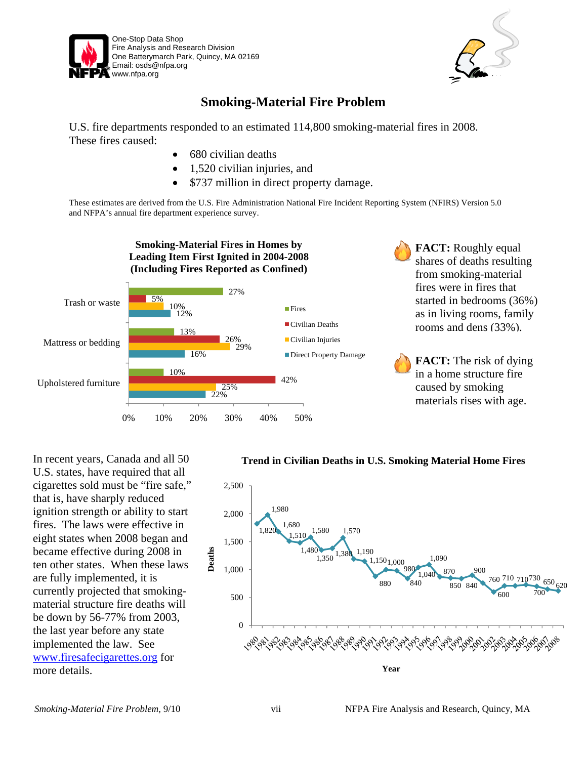One-Stop Data Shop
Fire Analysis and Research Division
One Batterymarch Park, Quincy, MA 02169
Email: osds@nfpa.org
www.nfpa.org

# Smoking-Material Fire Problem

U.S. fire departments responded to an estimated 114,800 smoking-material fires in 2008. These fires caused:

- 680 civilian deaths
- 1,520 civilian injuries, and
- $737 million in direct property damage.

These estimates are derived from the U.S. Fire Administration National Fire Incident Reporting System (NFIRS) Version 5.0 and NFPA's annual fire department experience survey.

**Smoking-Material Fires in Homes by Leading Item First Ignited in 2004-2008 (Including Fires Reported as Confined)**

Trash or waste: 27%, 5%, 10%, 12%
Mattress or bedding: 13%, 26%, 29%, 16%
Upholstered furniture: 10%, 42%, 25%, 22%

0% 10% 20% 30% 40% 50%

Fires
Civilian Deaths
Civilian Injuries
Direct Property Damage

**FACT:** Roughly equal shares of deaths resulting from smoking-material fires were in fires that started in bedrooms (36%) as in living rooms, family rooms and dens (33%).

**FACT:** The risk of dying in a home structure fire caused by smoking materials rises with age.

In recent years, Canada and all 50 U.S. states, have required that all cigarettes sold must be "fire safe," that is, have sharply reduced ignition strength or ability to start fires. The laws were effective in eight states when 2008 began and became effective during 2008 in ten other states. When these laws are fully implemented, it is currently projected that smoking-material structure fire deaths will be down by 56-77% from 2003, the last year before any state implemented the law. See www.firesafecigarettes.org for more details.

**Trend in Civilian Deaths in U.S. Smoking Material Home Fires**

Deaths
2,500
2,000
1,500
1,000
500
0

1,820 1,980 1,680 1,510 1,480 1,580 1,350 1,380 1,570 1,190 1,150 880 1,000 980 840 1,040 1,090 870 850 840 900 760 600 710 710 730 700 650 620

1980 1981 1982 1983 1984 1985 1986 1987 1988 1989 1990 1991 1992 1993 1994 1995 1996 1997 1998 1999 2000 2001 2002 2003 2004 2005 2006 2007 2008

Year